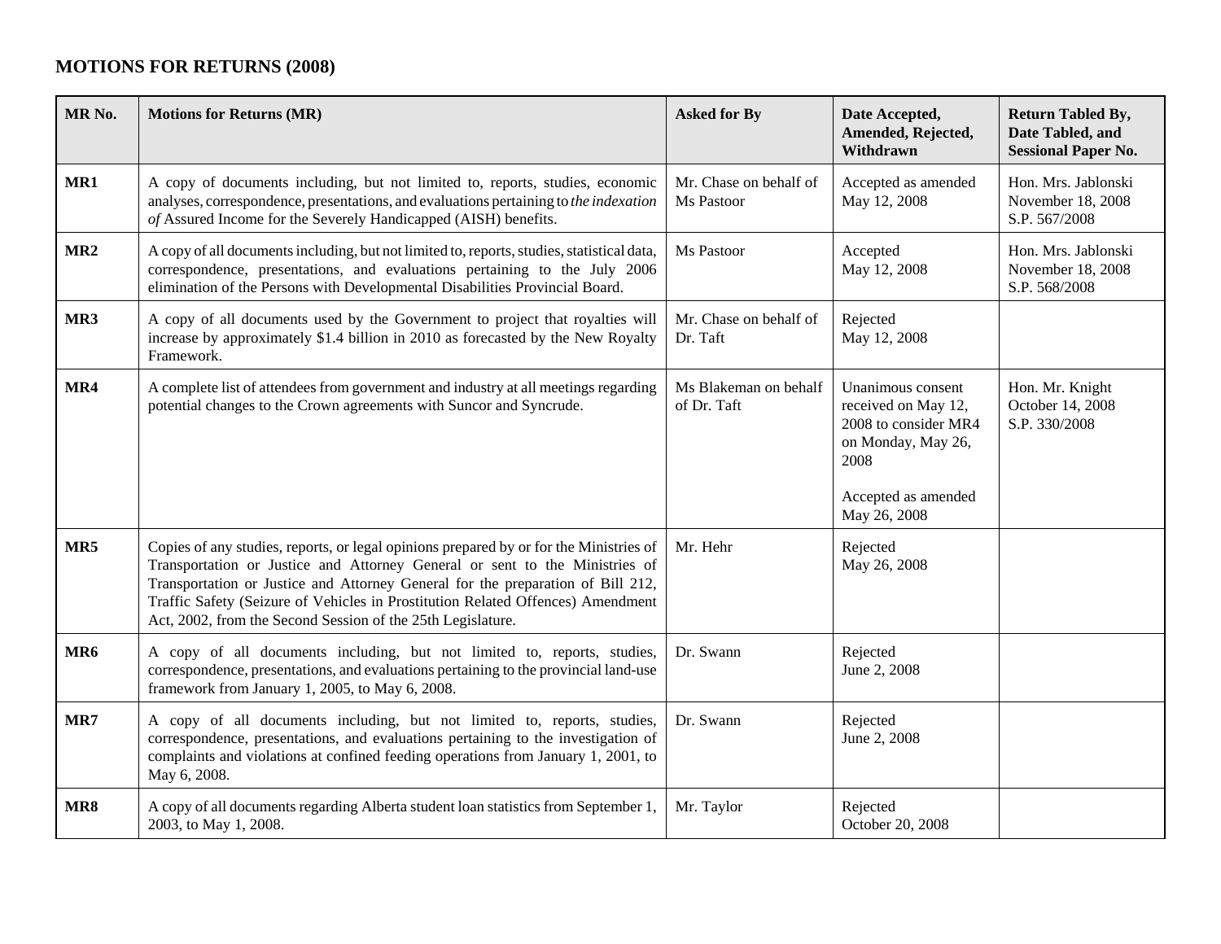## MOTIONS FOR RETURNS (2008)

| MR No. | Motions for Returns (MR) | Asked for By | Date Accepted, Amended, Rejected, Withdrawn | Return Tabled By, Date Tabled, and Sessional Paper No. |
|---|---|---|---|---|
| **MR1** | A copy of documents including, but not limited to, reports, studies, economic analyses, correspondence, presentations, and evaluations pertaining to *the indexation of* Assured Income for the Severely Handicapped (AISH) benefits. | Mr. Chase on behalf of Ms Pastoor | Accepted as amended May 12, 2008 | Hon. Mrs. Jablonski November 18, 2008 S.P. 567/2008 |
| **MR2** | A copy of all documents including, but not limited to, reports, studies, statistical data, correspondence, presentations, and evaluations pertaining to the July 2006 elimination of the Persons with Developmental Disabilities Provincial Board. | Ms Pastoor | Accepted May 12, 2008 | Hon. Mrs. Jablonski November 18, 2008 S.P. 568/2008 |
| **MR3** | A copy of all documents used by the Government to project that royalties will increase by approximately $1.4 billion in 2010 as forecasted by the New Royalty Framework. | Mr. Chase on behalf of Dr. Taft | Rejected May 12, 2008 | |
| **MR4** | A complete list of attendees from government and industry at all meetings regarding potential changes to the Crown agreements with Suncor and Syncrude. | Ms Blakeman on behalf of Dr. Taft | Unanimous consent received on May 12, 2008 to consider MR4 on Monday, May 26, 2008<br><br>Accepted as amended May 26, 2008 | Hon. Mr. Knight October 14, 2008 S.P. 330/2008 |
| **MR5** | Copies of any studies, reports, or legal opinions prepared by or for the Ministries of Transportation or Justice and Attorney General or sent to the Ministries of Transportation or Justice and Attorney General for the preparation of Bill 212, Traffic Safety (Seizure of Vehicles in Prostitution Related Offences) Amendment Act, 2002, from the Second Session of the 25th Legislature. | Mr. Hehr | Rejected May 26, 2008 | |
| **MR6** | A copy of all documents including, but not limited to, reports, studies, correspondence, presentations, and evaluations pertaining to the provincial land-use framework from January 1, 2005, to May 6, 2008. | Dr. Swann | Rejected June 2, 2008 | |
| **MR7** | A copy of all documents including, but not limited to, reports, studies, correspondence, presentations, and evaluations pertaining to the investigation of complaints and violations at confined feeding operations from January 1, 2001, to May 6, 2008. | Dr. Swann | Rejected June 2, 2008 | |
| **MR8** | A copy of all documents regarding Alberta student loan statistics from September 1, 2003, to May 1, 2008. | Mr. Taylor | Rejected October 20, 2008 | |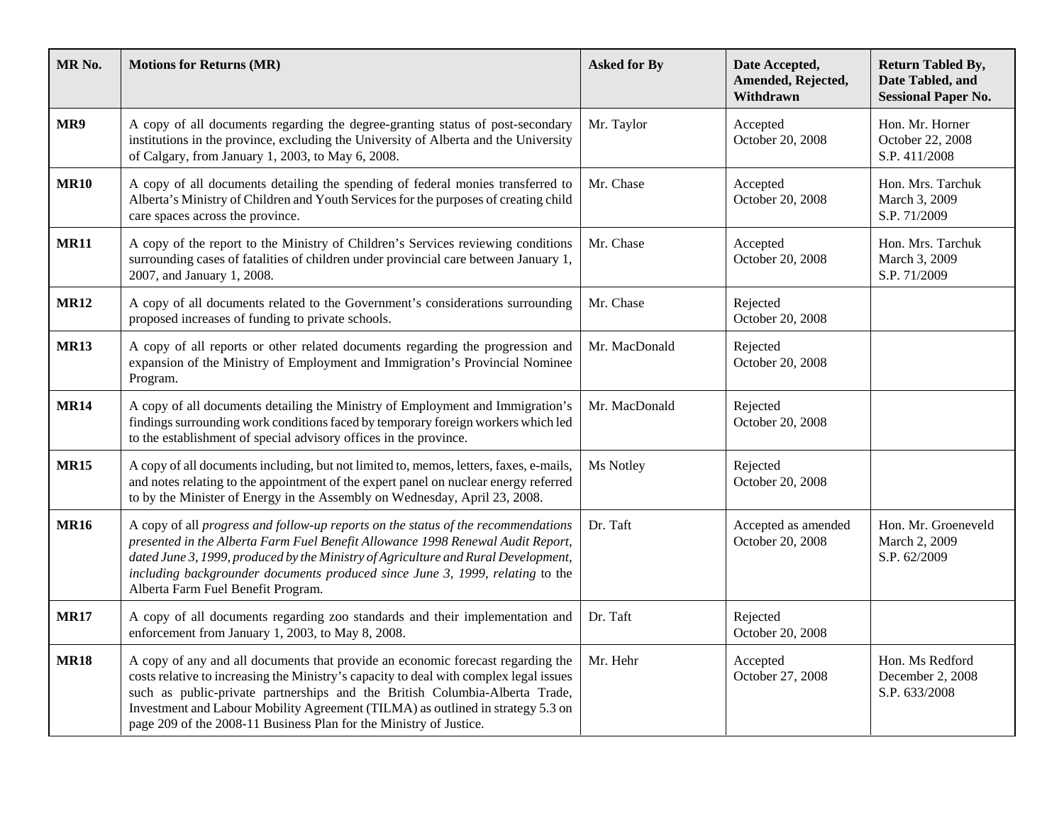| MR No. | Motions for Returns (MR) | Asked for By | Date Accepted, Amended, Rejected, Withdrawn | Return Tabled By, Date Tabled, and Sessional Paper No. |
|---|---|---|---|---|
| **MR9** | A copy of all documents regarding the degree-granting status of post-secondary institutions in the province, excluding the University of Alberta and the University of Calgary, from January 1, 2003, to May 6, 2008. | Mr. Taylor | Accepted October 20, 2008 | Hon. Mr. Horner October 22, 2008 S.P. 411/2008 |
| **MR10** | A copy of all documents detailing the spending of federal monies transferred to Alberta's Ministry of Children and Youth Services for the purposes of creating child care spaces across the province. | Mr. Chase | Accepted October 20, 2008 | Hon. Mrs. Tarchuk March 3, 2009 S.P. 71/2009 |
| **MR11** | A copy of the report to the Ministry of Children's Services reviewing conditions surrounding cases of fatalities of children under provincial care between January 1, 2007, and January 1, 2008. | Mr. Chase | Accepted October 20, 2008 | Hon. Mrs. Tarchuk March 3, 2009 S.P. 71/2009 |
| **MR12** | A copy of all documents related to the Government's considerations surrounding proposed increases of funding to private schools. | Mr. Chase | Rejected October 20, 2008 | |
| **MR13** | A copy of all reports or other related documents regarding the progression and expansion of the Ministry of Employment and Immigration's Provincial Nominee Program. | Mr. MacDonald | Rejected October 20, 2008 | |
| **MR14** | A copy of all documents detailing the Ministry of Employment and Immigration's findings surrounding work conditions faced by temporary foreign workers which led to the establishment of special advisory offices in the province. | Mr. MacDonald | Rejected October 20, 2008 | |
| **MR15** | A copy of all documents including, but not limited to, memos, letters, faxes, e-mails, and notes relating to the appointment of the expert panel on nuclear energy referred to by the Minister of Energy in the Assembly on Wednesday, April 23, 2008. | Ms Notley | Rejected October 20, 2008 | |
| **MR16** | A copy of all *progress and follow-up reports on the status of the recommendations presented in the Alberta Farm Fuel Benefit Allowance 1998 Renewal Audit Report, dated June 3, 1999, produced by the Ministry of Agriculture and Rural Development, including backgrounder documents produced since June 3, 1999, relating* to the Alberta Farm Fuel Benefit Program. | Dr. Taft | Accepted as amended October 20, 2008 | Hon. Mr. Groeneveld March 2, 2009 S.P. 62/2009 |
| **MR17** | A copy of all documents regarding zoo standards and their implementation and enforcement from January 1, 2003, to May 8, 2008. | Dr. Taft | Rejected October 20, 2008 | |
| **MR18** | A copy of any and all documents that provide an economic forecast regarding the costs relative to increasing the Ministry's capacity to deal with complex legal issues such as public-private partnerships and the British Columbia-Alberta Trade, Investment and Labour Mobility Agreement (TILMA) as outlined in strategy 5.3 on page 209 of the 2008-11 Business Plan for the Ministry of Justice. | Mr. Hehr | Accepted October 27, 2008 | Hon. Ms Redford December 2, 2008 S.P. 633/2008 |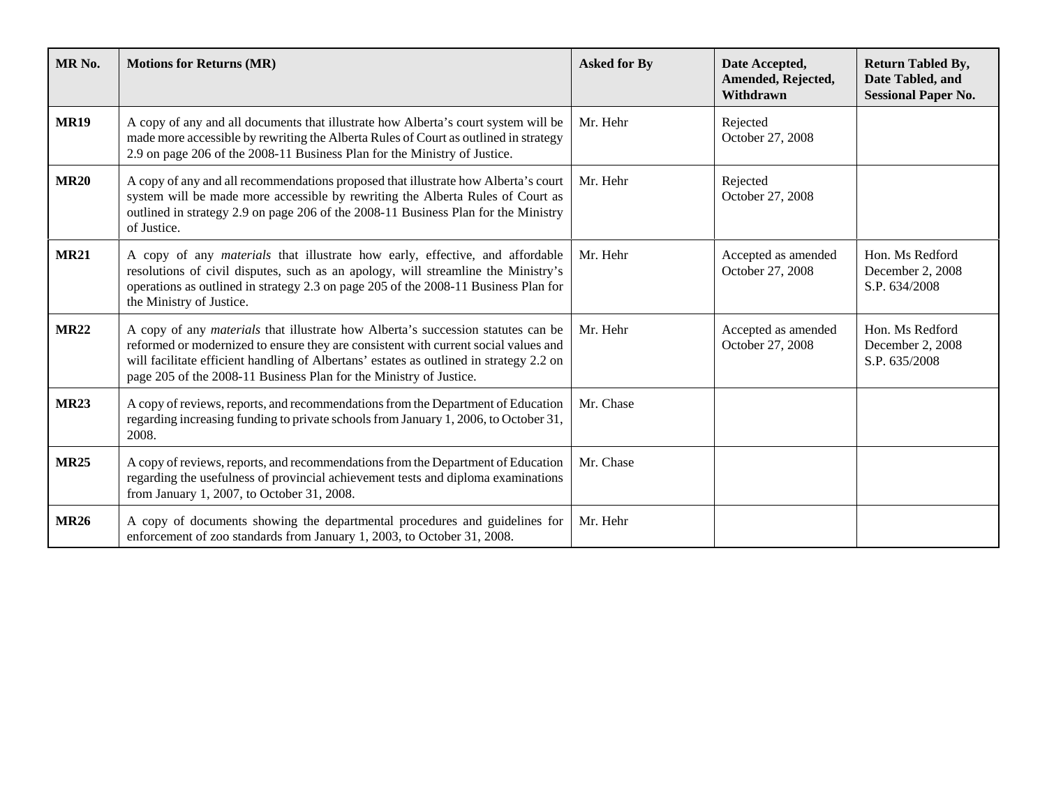| MR No. | Motions for Returns (MR) | Asked for By | Date Accepted, Amended, Rejected, Withdrawn | Return Tabled By, Date Tabled, and Sessional Paper No. |
|---|---|---|---|---|
| **MR19** | A copy of any and all documents that illustrate how Alberta's court system will be made more accessible by rewriting the Alberta Rules of Court as outlined in strategy 2.9 on page 206 of the 2008-11 Business Plan for the Ministry of Justice. | Mr. Hehr | Rejected October 27, 2008 | |
| **MR20** | A copy of any and all recommendations proposed that illustrate how Alberta's court system will be made more accessible by rewriting the Alberta Rules of Court as outlined in strategy 2.9 on page 206 of the 2008-11 Business Plan for the Ministry of Justice. | Mr. Hehr | Rejected October 27, 2008 | |
| **MR21** | A copy of any *materials* that illustrate how early, effective, and affordable resolutions of civil disputes, such as an apology, will streamline the Ministry's operations as outlined in strategy 2.3 on page 205 of the 2008-11 Business Plan for the Ministry of Justice. | Mr. Hehr | Accepted as amended October 27, 2008 | Hon. Ms Redford December 2, 2008 S.P. 634/2008 |
| **MR22** | A copy of any *materials* that illustrate how Alberta's succession statutes can be reformed or modernized to ensure they are consistent with current social values and will facilitate efficient handling of Albertans' estates as outlined in strategy 2.2 on page 205 of the 2008-11 Business Plan for the Ministry of Justice. | Mr. Hehr | Accepted as amended October 27, 2008 | Hon. Ms Redford December 2, 2008 S.P. 635/2008 |
| **MR23** | A copy of reviews, reports, and recommendations from the Department of Education regarding increasing funding to private schools from January 1, 2006, to October 31, 2008. | Mr. Chase | | |
| **MR25** | A copy of reviews, reports, and recommendations from the Department of Education regarding the usefulness of provincial achievement tests and diploma examinations from January 1, 2007, to October 31, 2008. | Mr. Chase | | |
| **MR26** | A copy of documents showing the departmental procedures and guidelines for enforcement of zoo standards from January 1, 2003, to October 31, 2008. | Mr. Hehr | | |